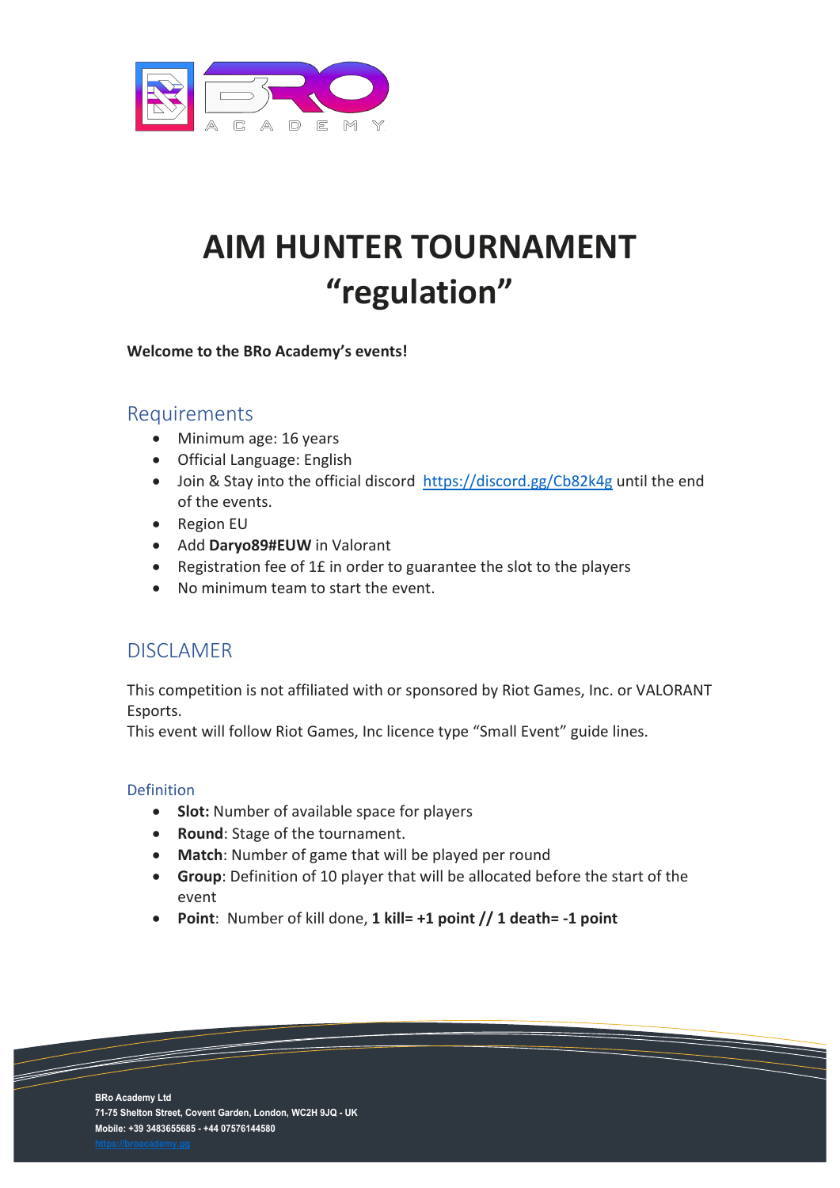# AIM HUNTER TOURNAMENT "regulation"

**Welcome to the BRo Academy's events!**

## Requirements

- Minimum age: 16 years
- Official Language: English
- Join & Stay into the official discord https://discord.gg/Cb82k4g until the end of the events.
- Region EU
- Add **Daryo89#EUW** in Valorant
- Registration fee of 1£ in order to guarantee the slot to the players
- No minimum team to start the event.

## DISCLAMER

This competition is not affiliated with or sponsored by Riot Games, Inc. or VALORANT Esports.
This event will follow Riot Games, Inc licence type "Small Event" guide lines.

### Definition

- **Slot:** Number of available space for players
- **Round**: Stage of the tournament.
- **Match**: Number of game that will be played per round
- **Group**: Definition of 10 player that will be allocated before the start of the event
- **Point**: Number of kill done, **1 kill= +1 point // 1 death= -1 point**

BRo Academy Ltd
71-75 Shelton Street, Covent Garden, London, WC2H 9JQ - UK
Mobile: +39 3483655685 - +44 07576144580
https://broacademy.gg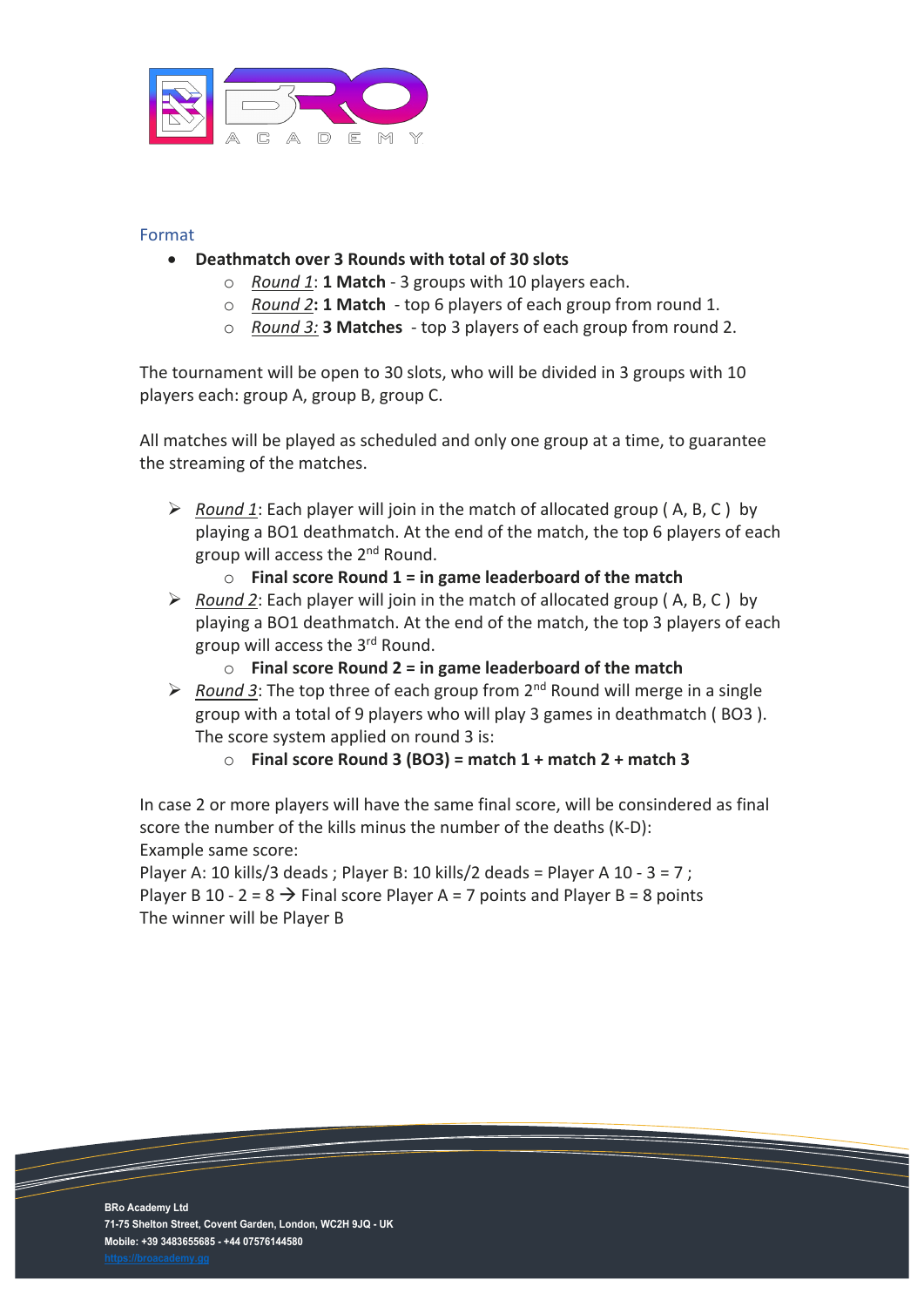## Format

- **Deathmatch over 3 Rounds with total of 30 slots**
  - *Round 1*: **1 Match** - 3 groups with 10 players each.
  - *Round 2*: **1 Match** - top 6 players of each group from round 1.
  - *Round 3:* **3 Matches** - top 3 players of each group from round 2.

The tournament will be open to 30 slots, who will be divided in 3 groups with 10 players each: group A, group B, group C.

All matches will be played as scheduled and only one group at a time, to guarantee the streaming of the matches.

- *Round 1*: Each player will join in the match of allocated group ( A, B, C ) by playing a BO1 deathmatch. At the end of the match, the top 6 players of each group will access the 2nd Round.
  - **Final score Round 1 = in game leaderboard of the match**
- *Round 2*: Each player will join in the match of allocated group ( A, B, C ) by playing a BO1 deathmatch. At the end of the match, the top 3 players of each group will access the 3rd Round.
  - **Final score Round 2 = in game leaderboard of the match**
- *Round 3*: The top three of each group from 2nd Round will merge in a single group with a total of 9 players who will play 3 games in deathmatch ( BO3 ). The score system applied on round 3 is:
  - **Final score Round 3 (BO3) = match 1 + match 2 + match 3**

In case 2 or more players will have the same final score, will be consindered as final score the number of the kills minus the number of the deaths (K-D):
Example same score:
Player A: 10 kills/3 deads ; Player B: 10 kills/2 deads = Player A 10 - 3 = 7 ;
Player B 10 - 2 = 8 → Final score Player A = 7 points and Player B = 8 points
The winner will be Player B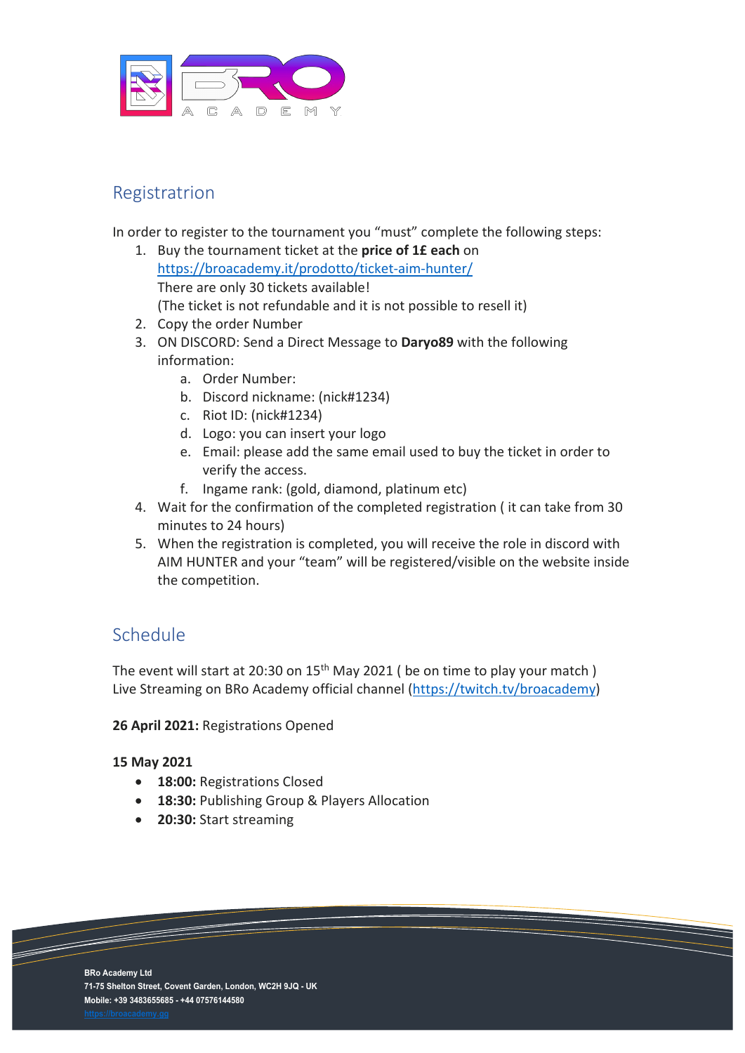## Registratrion

In order to register to the tournament you "must" complete the following steps:

1. Buy the tournament ticket at the **price of 1£ each** on https://broacademy.it/prodotto/ticket-aim-hunter/
   There are only 30 tickets available!
   (The ticket is not refundable and it is not possible to resell it)
2. Copy the order Number
3. ON DISCORD: Send a Direct Message to **Daryo89** with the following information:
   a. Order Number:
   b. Discord nickname: (nick#1234)
   c. Riot ID: (nick#1234)
   d. Logo: you can insert your logo
   e. Email: please add the same email used to buy the ticket in order to verify the access.
   f. Ingame rank: (gold, diamond, platinum etc)
4. Wait for the confirmation of the completed registration ( it can take from 30 minutes to 24 hours)
5. When the registration is completed, you will receive the role in discord with AIM HUNTER and your "team" will be registered/visible on the website inside the competition.

## Schedule

The event will start at 20:30 on 15th May 2021 ( be on time to play your match )
Live Streaming on BRo Academy official channel (https://twitch.tv/broacademy)

**26 April 2021:** Registrations Opened

**15 May 2021**

- **18:00:** Registrations Closed
- **18:30:** Publishing Group & Players Allocation
- **20:30:** Start streaming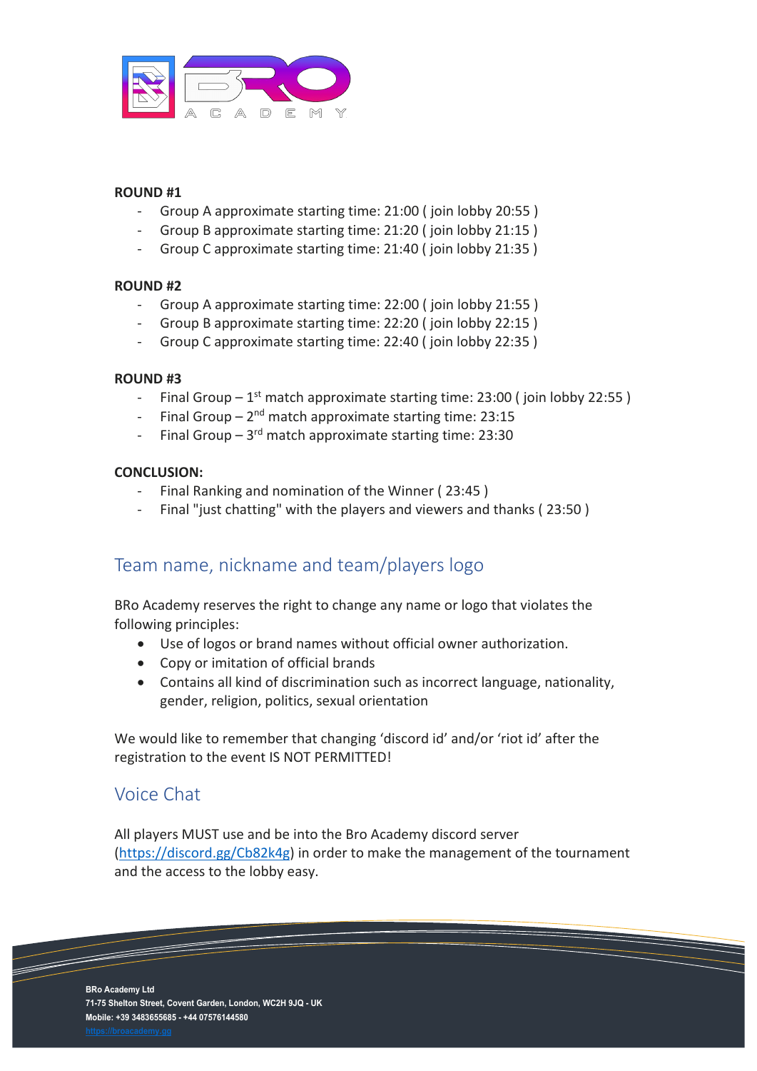**ROUND #1**

- Group A approximate starting time: 21:00 ( join lobby 20:55 )
- Group B approximate starting time: 21:20 ( join lobby 21:15 )
- Group C approximate starting time: 21:40 ( join lobby 21:35 )

**ROUND #2**

- Group A approximate starting time: 22:00 ( join lobby 21:55 )
- Group B approximate starting time: 22:20 ( join lobby 22:15 )
- Group C approximate starting time: 22:40 ( join lobby 22:35 )

**ROUND #3**

- Final Group – 1st match approximate starting time: 23:00 ( join lobby 22:55 )
- Final Group – 2nd match approximate starting time: 23:15
- Final Group – 3rd match approximate starting time: 23:30

**CONCLUSION:**

- Final Ranking and nomination of the Winner ( 23:45 )
- Final "just chatting" with the players and viewers and thanks ( 23:50 )

## Team name, nickname and team/players logo

BRo Academy reserves the right to change any name or logo that violates the following principles:

- Use of logos or brand names without official owner authorization.
- Copy or imitation of official brands
- Contains all kind of discrimination such as incorrect language, nationality, gender, religion, politics, sexual orientation

We would like to remember that changing 'discord id' and/or 'riot id' after the registration to the event IS NOT PERMITTED!

## Voice Chat

All players MUST use and be into the Bro Academy discord server (https://discord.gg/Cb82k4g) in order to make the management of the tournament and the access to the lobby easy.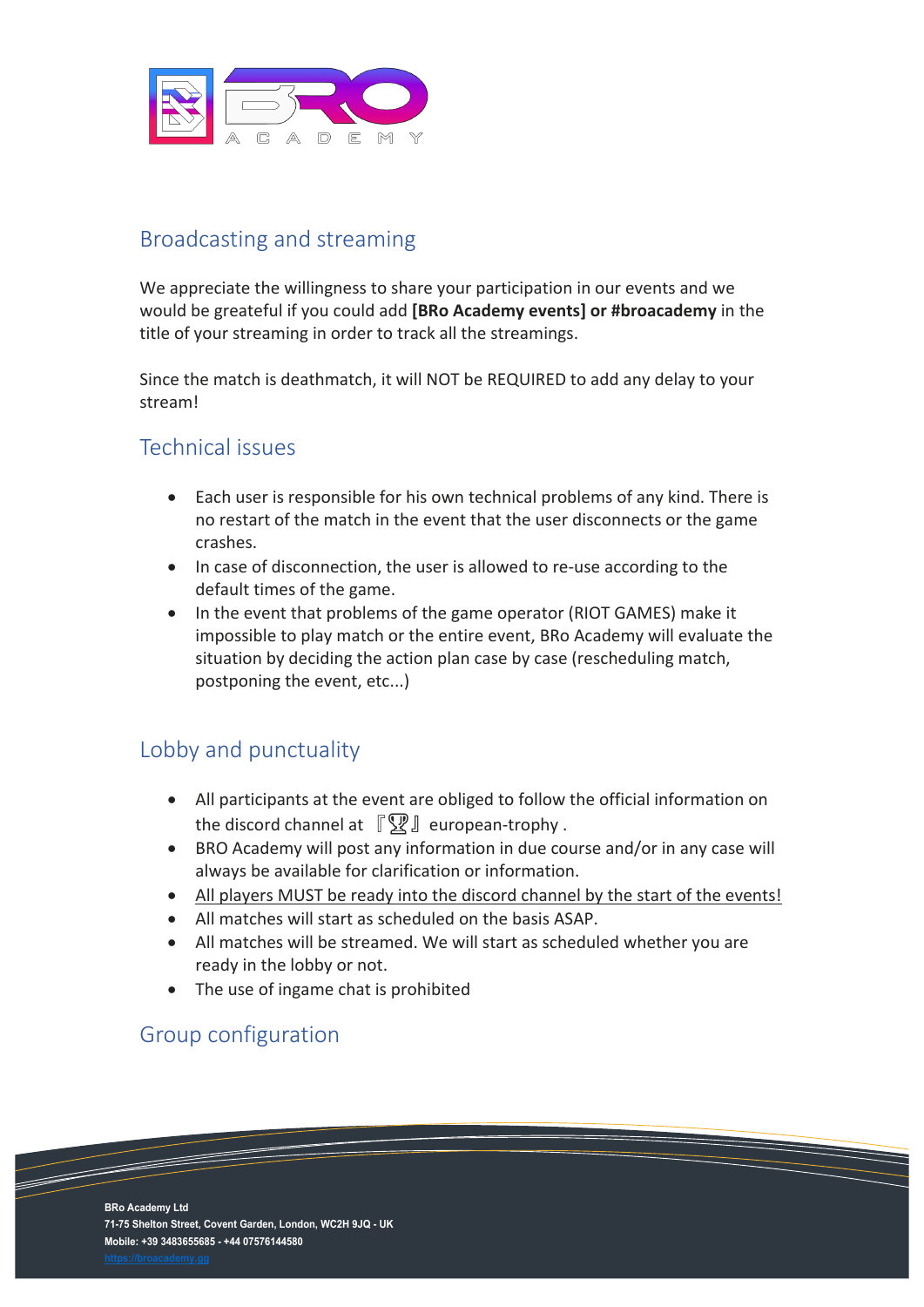## Broadcasting and streaming

We appreciate the willingness to share your participation in our events and we would be greateful if you could add **[BRo Academy events] or #broacademy** in the title of your streaming in order to track all the streamings.

Since the match is deathmatch, it will NOT be REQUIRED to add any delay to your stream!

## Technical issues

- Each user is responsible for his own technical problems of any kind. There is no restart of the match in the event that the user disconnects or the game crashes.
- In case of disconnection, the user is allowed to re-use according to the default times of the game.
- In the event that problems of the game operator (RIOT GAMES) make it impossible to play match or the entire event, BRo Academy will evaluate the situation by deciding the action plan case by case (rescheduling match, postponing the event, etc...)

## Lobby and punctuality

- All participants at the event are obliged to follow the official information on the discord channel at 『🏆』european-trophy .
- BRO Academy will post any information in due course and/or in any case will always be available for clarification or information.
- All players MUST be ready into the discord channel by the start of the events!
- All matches will start as scheduled on the basis ASAP.
- All matches will be streamed. We will start as scheduled whether you are ready in the lobby or not.
- The use of ingame chat is prohibited

## Group configuration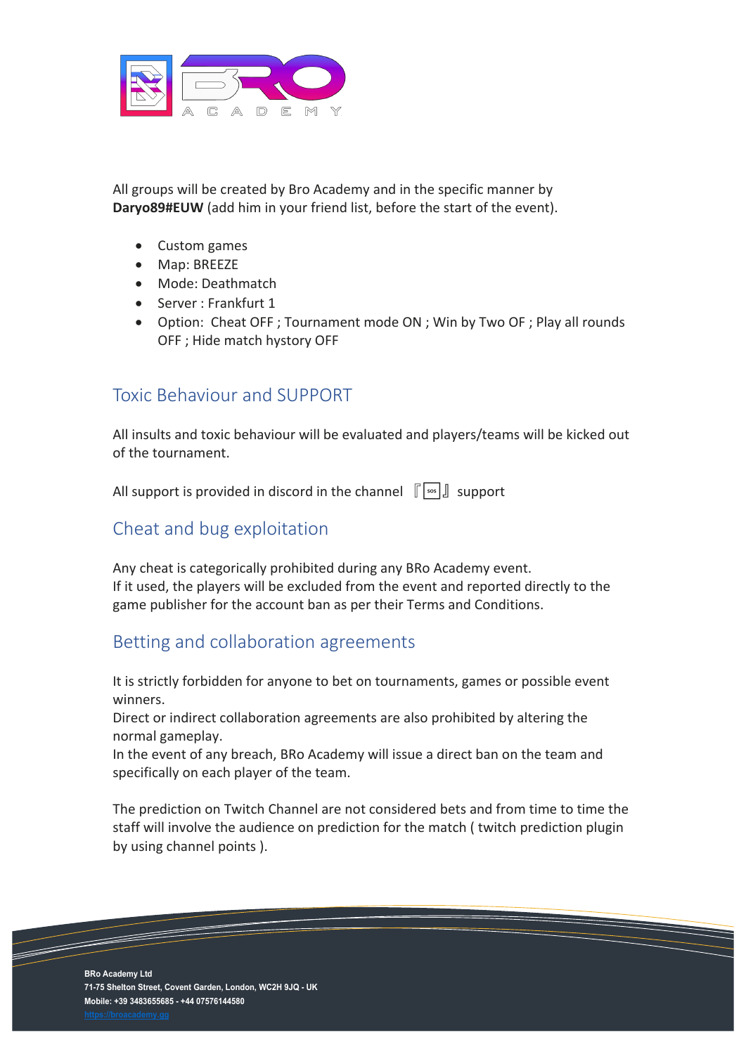All groups will be created by Bro Academy and in the specific manner by **Daryo89#EUW** (add him in your friend list, before the start of the event).

- Custom games
- Map: BREEZE
- Mode: Deathmatch
- Server : Frankfurt 1
- Option:  Cheat OFF ; Tournament mode ON ; Win by Two OF ; Play all rounds OFF ; Hide match hystory OFF

## Toxic Behaviour and SUPPORT

All insults and toxic behaviour will be evaluated and players/teams will be kicked out of the tournament.

All support is provided in discord in the channel 『🆘』 support

## Cheat and bug exploitation

Any cheat is categorically prohibited during any BRo Academy event.
If it used, the players will be excluded from the event and reported directly to the game publisher for the account ban as per their Terms and Conditions.

## Betting and collaboration agreements

It is strictly forbidden for anyone to bet on tournaments, games or possible event winners.
Direct or indirect collaboration agreements are also prohibited by altering the normal gameplay.
In the event of any breach, BRo Academy will issue a direct ban on the team and specifically on each player of the team.

The prediction on Twitch Channel are not considered bets and from time to time the staff will involve the audience on prediction for the match ( twitch prediction plugin by using channel points ).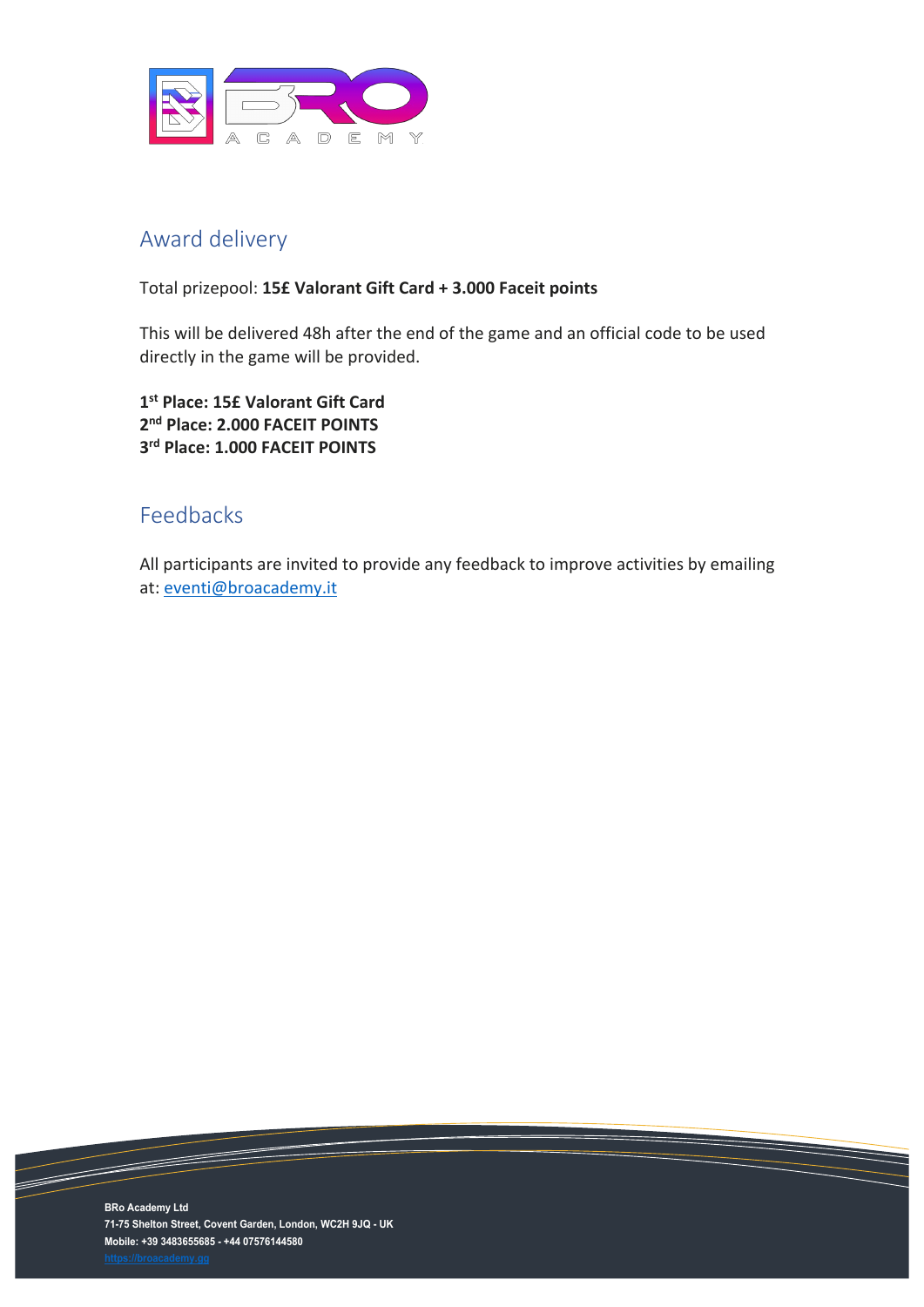## Award delivery

Total prizepool: **15£ Valorant Gift Card + 3.000 Faceit points**

This will be delivered 48h after the end of the game and an official code to be used directly in the game will be provided.

**1st Place: 15£ Valorant Gift Card**
**2nd Place: 2.000 FACEIT POINTS**
**3rd Place: 1.000 FACEIT POINTS**

## Feedbacks

All participants are invited to provide any feedback to improve activities by emailing at: eventi@broacademy.it

**BRo Academy Ltd**
**71-75 Shelton Street, Covent Garden, London, WC2H 9JQ - UK**
**Mobile: +39 3483655685 - +44 07576144580**
https://broacademy.gg